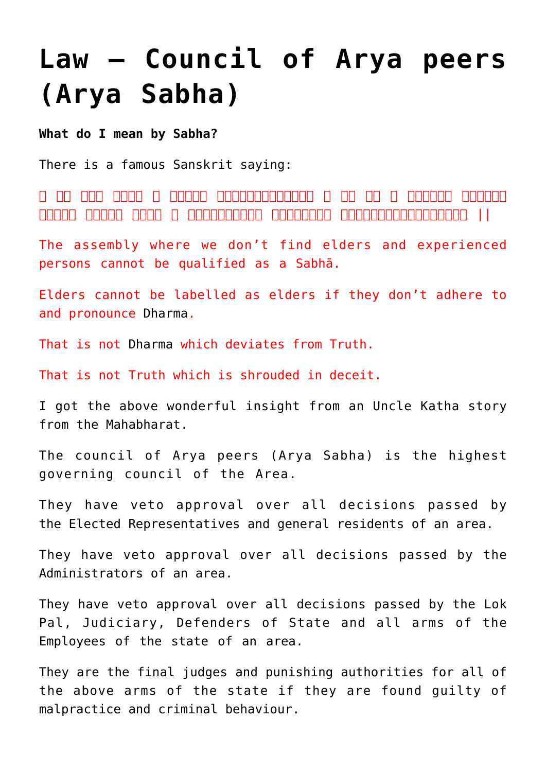# Law – Council of Arya peers (Arya Sabha)

**What do I mean by Sabha?**

There is a famous Sanskrit saying:

□ □□ □□□ □□□□ □ □□□□□ □□□□□□□□□□□□□ □ □□ □□ □ □□□□□□ □□□□□□ □□□□□ □□□□□ □□□□ □ □□□□□□□□□ □□□□□□□□ □□□□□□□□□□□□□□□□□ ||

The assembly where we don't find elders and experienced persons cannot be qualified as a Sabhā.

Elders cannot be labelled as elders if they don't adhere to and pronounce Dharma.

That is not Dharma which deviates from Truth.

That is not Truth which is shrouded in deceit.

I got the above wonderful insight from an Uncle Katha story from the Mahabharat.

The council of Arya peers (Arya Sabha) is the highest governing council of the Area.

They have veto approval over all decisions passed by the Elected Representatives and general residents of an area.

They have veto approval over all decisions passed by the Administrators of an area.

They have veto approval over all decisions passed by the Lok Pal, Judiciary, Defenders of State and all arms of the Employees of the state of an area.

They are the final judges and punishing authorities for all of the above arms of the state if they are found guilty of malpractice and criminal behaviour.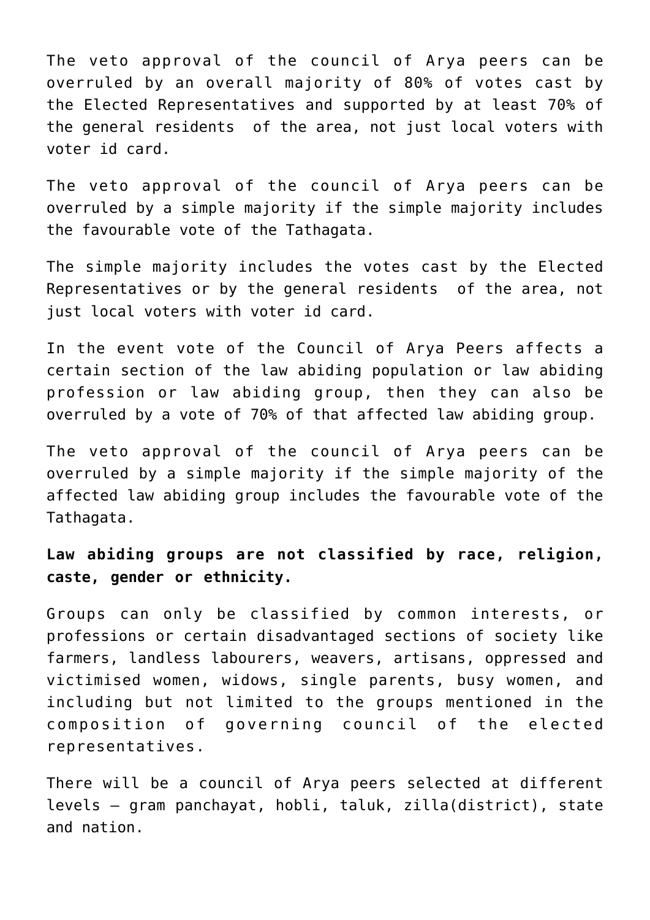The veto approval of the council of Arya peers can be overruled by an overall majority of 80% of votes cast by the Elected Representatives and supported by at least 70% of the general residents  of the area, not just local voters with voter id card.

The veto approval of the council of Arya peers can be overruled by a simple majority if the simple majority includes the favourable vote of the Tathagata.

The simple majority includes the votes cast by the Elected Representatives or by the general residents  of the area, not just local voters with voter id card.

In the event vote of the Council of Arya Peers affects a certain section of the law abiding population or law abiding profession or law abiding group, then they can also be overruled by a vote of 70% of that affected law abiding group.

The veto approval of the council of Arya peers can be overruled by a simple majority if the simple majority of the affected law abiding group includes the favourable vote of the Tathagata.

**Law abiding groups are not classified by race, religion, caste, gender or ethnicity.**

Groups can only be classified by common interests, or professions or certain disadvantaged sections of society like farmers, landless labourers, weavers, artisans, oppressed and victimised women, widows, single parents, busy women, and including but not limited to the groups mentioned in the composition of governing council of the elected representatives.

There will be a council of Arya peers selected at different levels – gram panchayat, hobli, taluk, zilla(district), state and nation.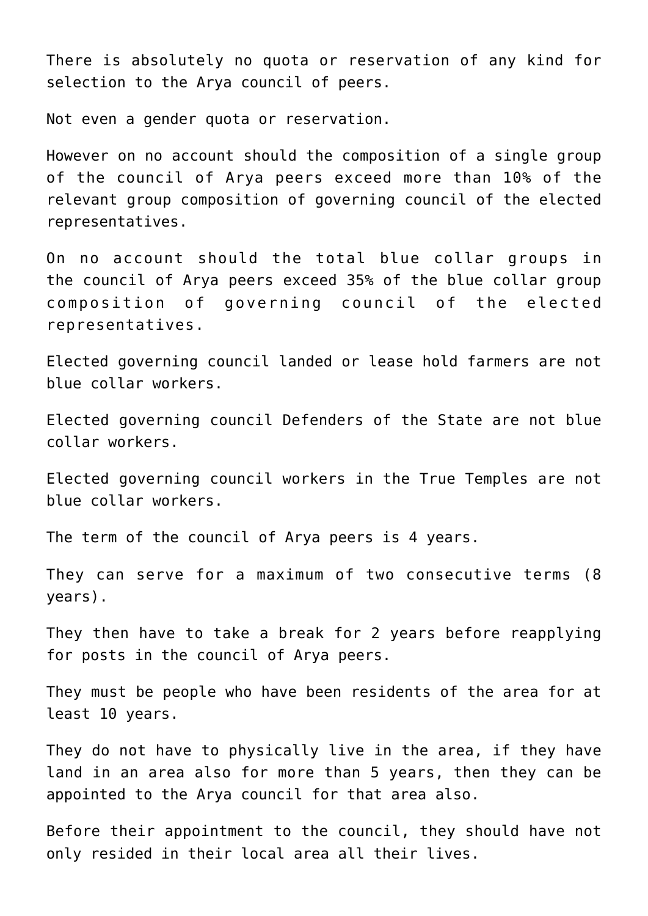There is absolutely no quota or reservation of any kind for selection to the Arya council of peers.

Not even a gender quota or reservation.

However on no account should the composition of a single group of the council of Arya peers exceed more than 10% of the relevant group composition of governing council of the elected representatives.

On no account should the total blue collar groups in the council of Arya peers exceed 35% of the blue collar group composition of governing council of the elected representatives.

Elected governing council landed or lease hold farmers are not blue collar workers.

Elected governing council Defenders of the State are not blue collar workers.

Elected governing council workers in the True Temples are not blue collar workers.

The term of the council of Arya peers is 4 years.

They can serve for a maximum of two consecutive terms (8 years).

They then have to take a break for 2 years before reapplying for posts in the council of Arya peers.

They must be people who have been residents of the area for at least 10 years.

They do not have to physically live in the area, if they have land in an area also for more than 5 years, then they can be appointed to the Arya council for that area also.

Before their appointment to the council, they should have not only resided in their local area all their lives.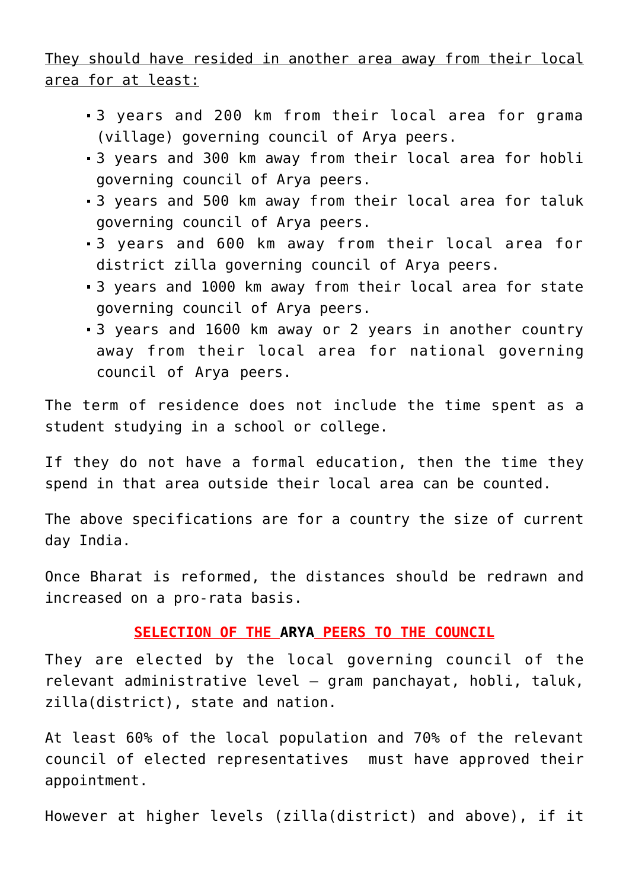<u>They should have resided in another area away from their local area for at least:</u>

- 3 years and 200 km from their local area for grama (village) governing council of Arya peers.
- 3 years and 300 km away from their local area for hobli governing council of Arya peers.
- 3 years and 500 km away from their local area for taluk governing council of Arya peers.
- 3 years and 600 km away from their local area for district zilla governing council of Arya peers.
- 3 years and 1000 km away from their local area for state governing council of Arya peers.
- 3 years and 1600 km away or 2 years in another country away from their local area for national governing council of Arya peers.

The term of residence does not include the time spent as a student studying in a school or college.

If they do not have a formal education, then the time they spend in that area outside their local area can be counted.

The above specifications are for a country the size of current day India.

Once Bharat is reformed, the distances should be redrawn and increased on a pro-rata basis.

## SELECTION OF THE ARYA PEERS TO THE COUNCIL

They are elected by the local governing council of the relevant administrative level – gram panchayat, hobli, taluk, zilla(district), state and nation.

At least 60% of the local population and 70% of the relevant council of elected representatives must have approved their appointment.

However at higher levels (zilla(district) and above), if it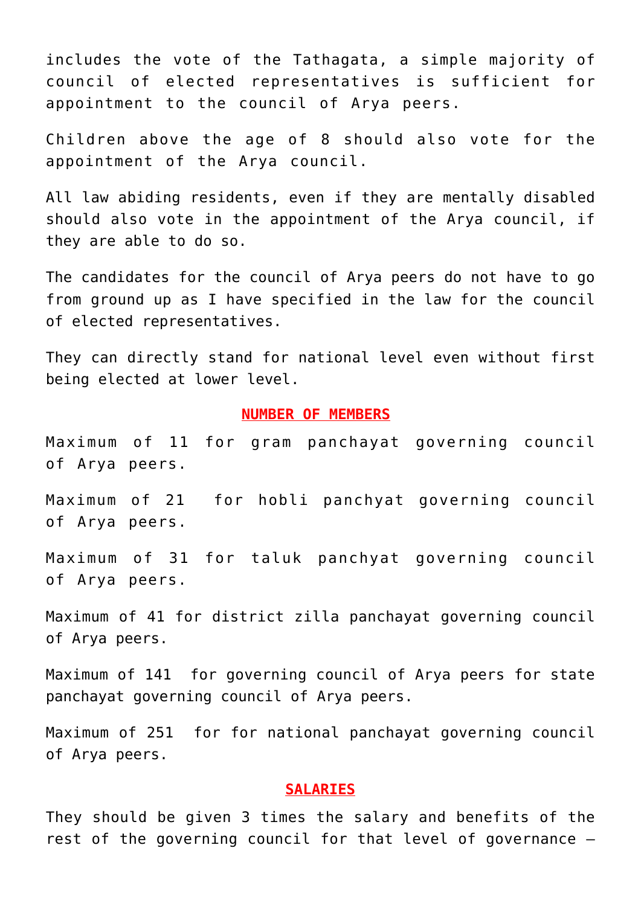includes the vote of the Tathagata, a simple majority of council of elected representatives is sufficient for appointment to the council of Arya peers.

Children above the age of 8 should also vote for the appointment of the Arya council.

All law abiding residents, even if they are mentally disabled should also vote in the appointment of the Arya council, if they are able to do so.

The candidates for the council of Arya peers do not have to go from ground up as I have specified in the law for the council of elected representatives.

They can directly stand for national level even without first being elected at lower level.

## NUMBER OF MEMBERS

Maximum of 11 for gram panchayat governing council of Arya peers.

Maximum of 21 for hobli panchyat governing council of Arya peers.

Maximum of 31 for taluk panchyat governing council of Arya peers.

Maximum of 41 for district zilla panchayat governing council of Arya peers.

Maximum of 141 for governing council of Arya peers for state panchayat governing council of Arya peers.

Maximum of 251 for for national panchayat governing council of Arya peers.

## SALARIES

They should be given 3 times the salary and benefits of the rest of the governing council for that level of governance –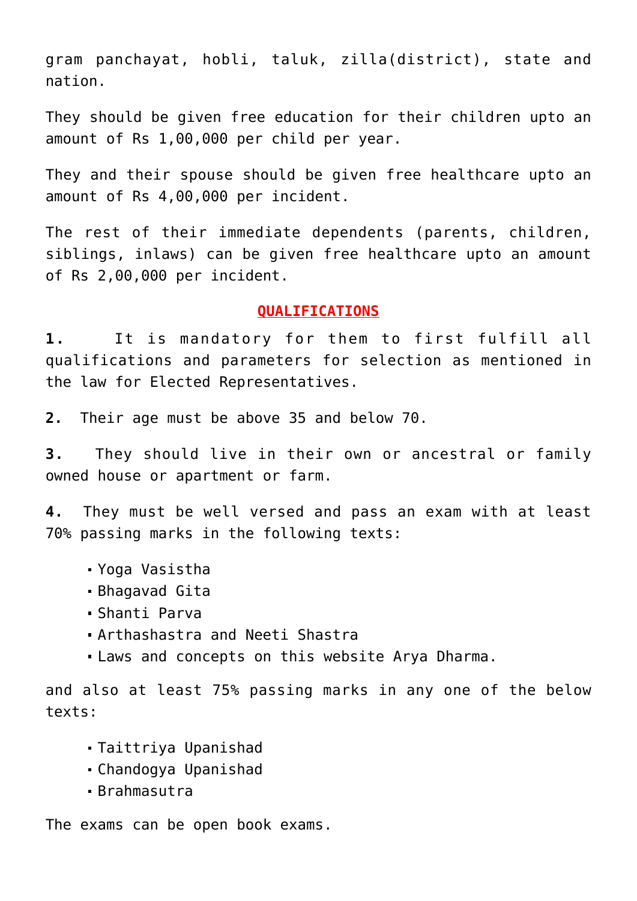gram panchayat, hobli, taluk, zilla(district), state and nation.

They should be given free education for their children upto an amount of Rs 1,00,000 per child per year.

They and their spouse should be given free healthcare upto an amount of Rs 4,00,000 per incident.

The rest of their immediate dependents (parents, children, siblings, inlaws) can be given free healthcare upto an amount of Rs 2,00,000 per incident.

## QUALIFICATIONS

**1.** It is mandatory for them to first fulfill all qualifications and parameters for selection as mentioned in the law for Elected Representatives.

**2.** Their age must be above 35 and below 70.

**3.** They should live in their own or ancestral or family owned house or apartment or farm.

**4.** They must be well versed and pass an exam with at least 70% passing marks in the following texts:

- Yoga Vasistha
- Bhagavad Gita
- Shanti Parva
- Arthashastra and Neeti Shastra
- Laws and concepts on this website Arya Dharma.

and also at least 75% passing marks in any one of the below texts:

- Taittriya Upanishad
- Chandogya Upanishad
- Brahmasutra

The exams can be open book exams.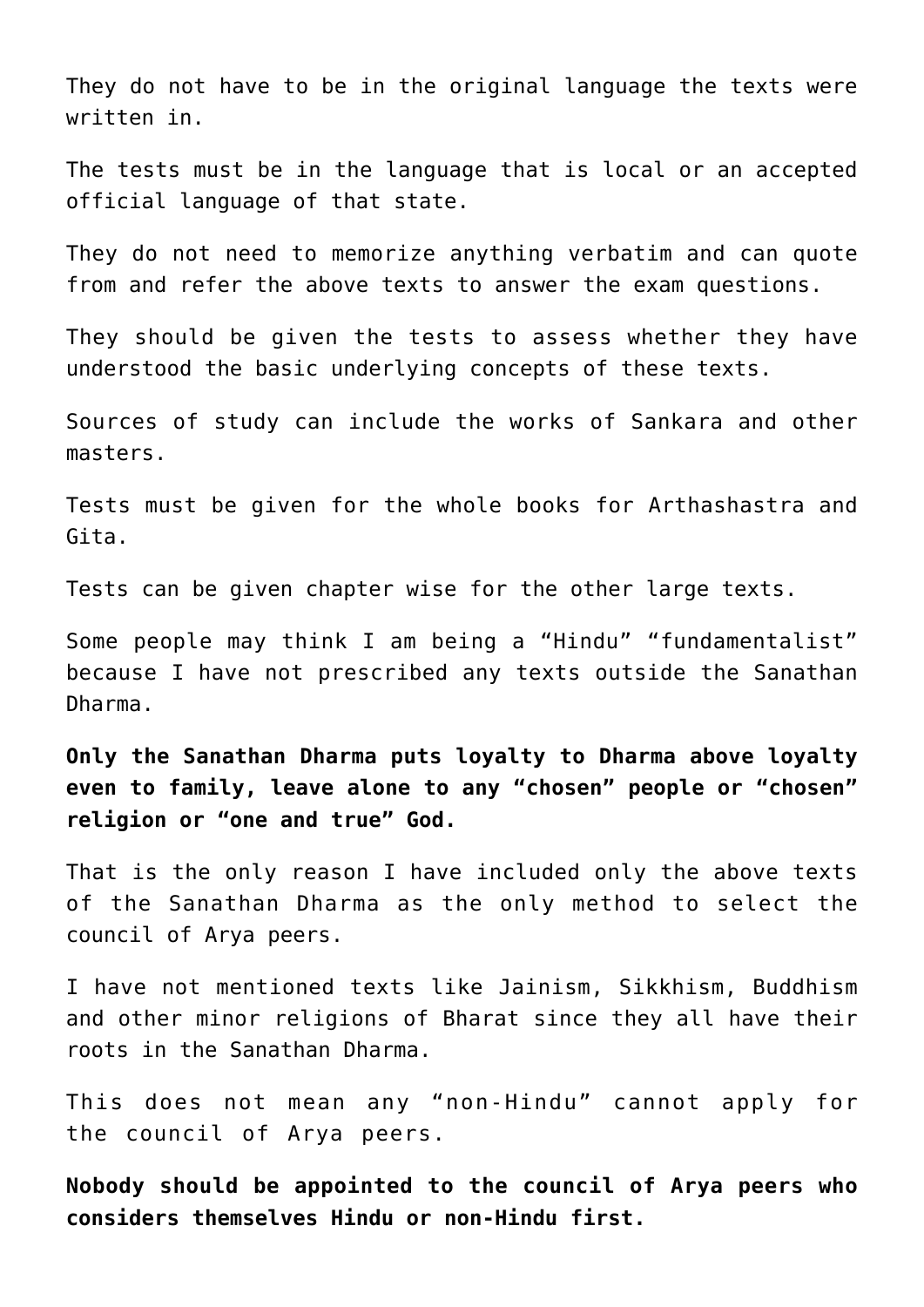They do not have to be in the original language the texts were written in.

The tests must be in the language that is local or an accepted official language of that state.

They do not need to memorize anything verbatim and can quote from and refer the above texts to answer the exam questions.

They should be given the tests to assess whether they have understood the basic underlying concepts of these texts.

Sources of study can include the works of Sankara and other masters.

Tests must be given for the whole books for Arthashastra and Gita.

Tests can be given chapter wise for the other large texts.

Some people may think I am being a “Hindu” “fundamentalist” because I have not prescribed any texts outside the Sanathan Dharma.

**Only the Sanathan Dharma puts loyalty to Dharma above loyalty even to family, leave alone to any “chosen” people or “chosen” religion or “one and true” God.**

That is the only reason I have included only the above texts of the Sanathan Dharma as the only method to select the council of Arya peers.

I have not mentioned texts like Jainism, Sikkhism, Buddhism and other minor religions of Bharat since they all have their roots in the Sanathan Dharma.

This does not mean any “non-Hindu” cannot apply for the council of Arya peers.

**Nobody should be appointed to the council of Arya peers who considers themselves Hindu or non-Hindu first.**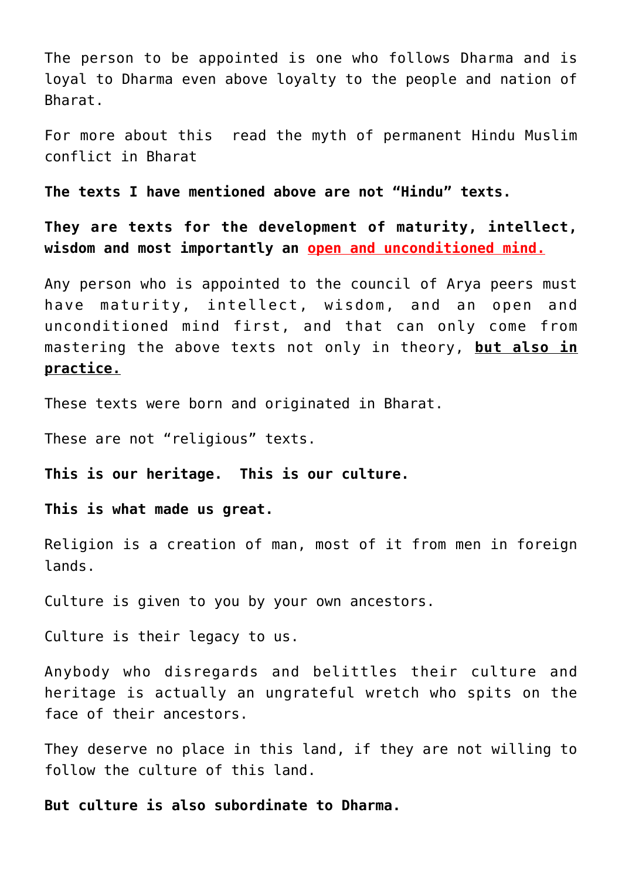The person to be appointed is one who follows Dharma and is loyal to Dharma even above loyalty to the people and nation of Bharat.

For more about this read the myth of permanent Hindu Muslim conflict in Bharat

**The texts I have mentioned above are not "Hindu" texts.**

**They are texts for the development of maturity, intellect, wisdom and most importantly an open and unconditioned mind.**

Any person who is appointed to the council of Arya peers must have maturity, intellect, wisdom, and an open and unconditioned mind first, and that can only come from mastering the above texts not only in theory, **but also in practice.**

These texts were born and originated in Bharat.

These are not "religious" texts.

**This is our heritage. This is our culture.**

**This is what made us great.**

Religion is a creation of man, most of it from men in foreign lands.

Culture is given to you by your own ancestors.

Culture is their legacy to us.

Anybody who disregards and belittles their culture and heritage is actually an ungrateful wretch who spits on the face of their ancestors.

They deserve no place in this land, if they are not willing to follow the culture of this land.

**But culture is also subordinate to Dharma.**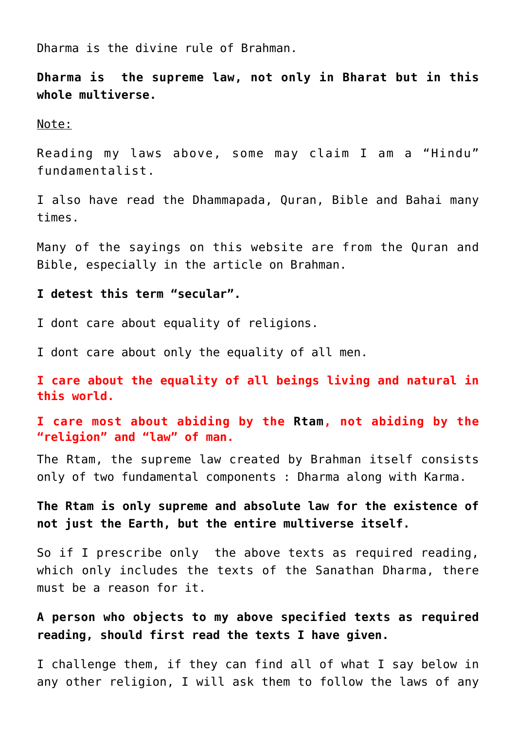Dharma is the divine rule of Brahman.

**Dharma is  the supreme law, not only in Bharat but in this whole multiverse.**

Note:

Reading my laws above, some may claim I am a “Hindu” fundamentalist.

I also have read the Dhammapada, Quran, Bible and Bahai many times.

Many of the sayings on this website are from the Quran and Bible, especially in the article on Brahman.

**I detest this term “secular”.**

I dont care about equality of religions.

I dont care about only the equality of all men.

**I care about the equality of all beings living and natural in this world.**

**I care most about abiding by the Rtam, not abiding by the “religion” and “law” of man.**

The Rtam, the supreme law created by Brahman itself consists only of two fundamental components : Dharma along with Karma.

**The Rtam is only supreme and absolute law for the existence of not just the Earth, but the entire multiverse itself.**

So if I prescribe only  the above texts as required reading, which only includes the texts of the Sanathan Dharma, there must be a reason for it.

**A person who objects to my above specified texts as required reading, should first read the texts I have given.**

I challenge them, if they can find all of what I say below in any other religion, I will ask them to follow the laws of any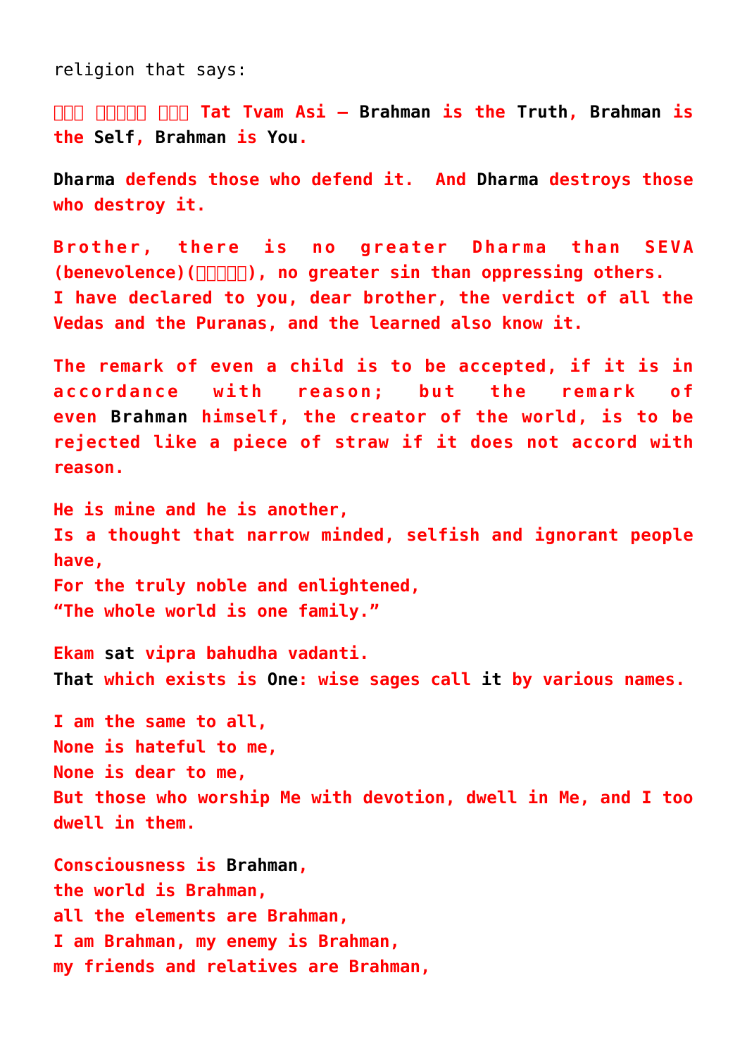religion that says:

**□□□ □□□□□ □□□ Tat Tvam Asi – Brahman is the Truth, Brahman is the Self, Brahman is You.**

**Dharma defends those who defend it. And Dharma destroys those who destroy it.**

**Brother, there is no greater Dharma than SEVA (benevolence)(□□□□□), no greater sin than oppressing others.
I have declared to you, dear brother, the verdict of all the Vedas and the Puranas, and the learned also know it.**

**The remark of even a child is to be accepted, if it is in accordance with reason; but the remark of even Brahman himself, the creator of the world, is to be rejected like a piece of straw if it does not accord with reason.**

**He is mine and he is another,
Is a thought that narrow minded, selfish and ignorant people have,
For the truly noble and enlightened,
"The whole world is one family."**

**Ekam sat vipra bahudha vadanti.
That which exists is One: wise sages call it by various names.**

**I am the same to all,
None is hateful to me,
None is dear to me,
But those who worship Me with devotion, dwell in Me, and I too dwell in them.**

**Consciousness is Brahman,
the world is Brahman,
all the elements are Brahman,
I am Brahman, my enemy is Brahman,
my friends and relatives are Brahman,**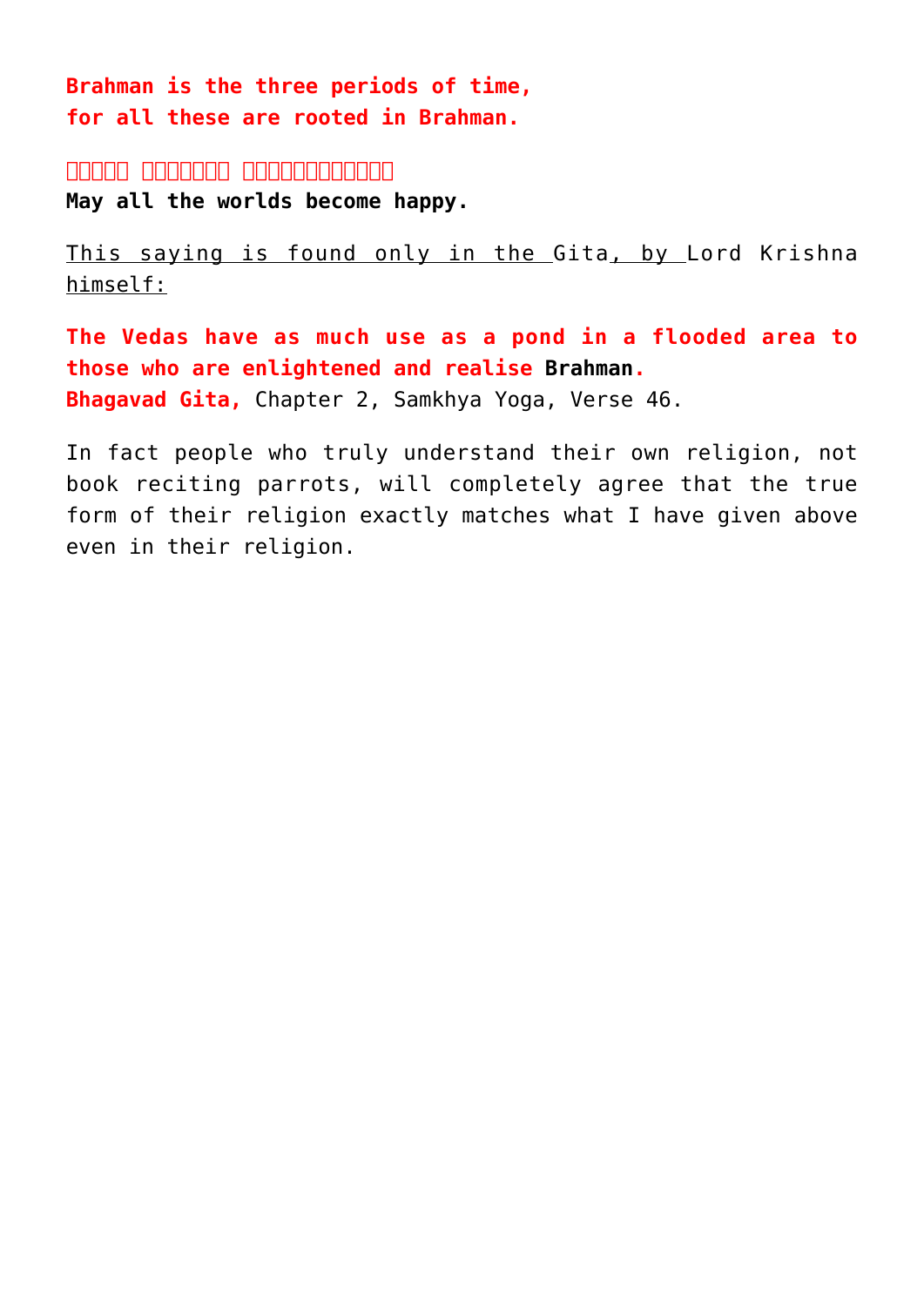**Brahman is the three periods of time,**
**for all these are rooted in Brahman.**

**लोकाः समस्ताः सुखिनोभवन्तु**
**May all the worlds become happy.**

This saying is found only in the Gita, by Lord Krishna himself:

**The Vedas have as much use as a pond in a flooded area to those who are enlightened and realise Brahman.**
**Bhagavad Gita,** Chapter 2, Samkhya Yoga, Verse 46.

In fact people who truly understand their own religion, not book reciting parrots, will completely agree that the true form of their religion exactly matches what I have given above even in their religion.